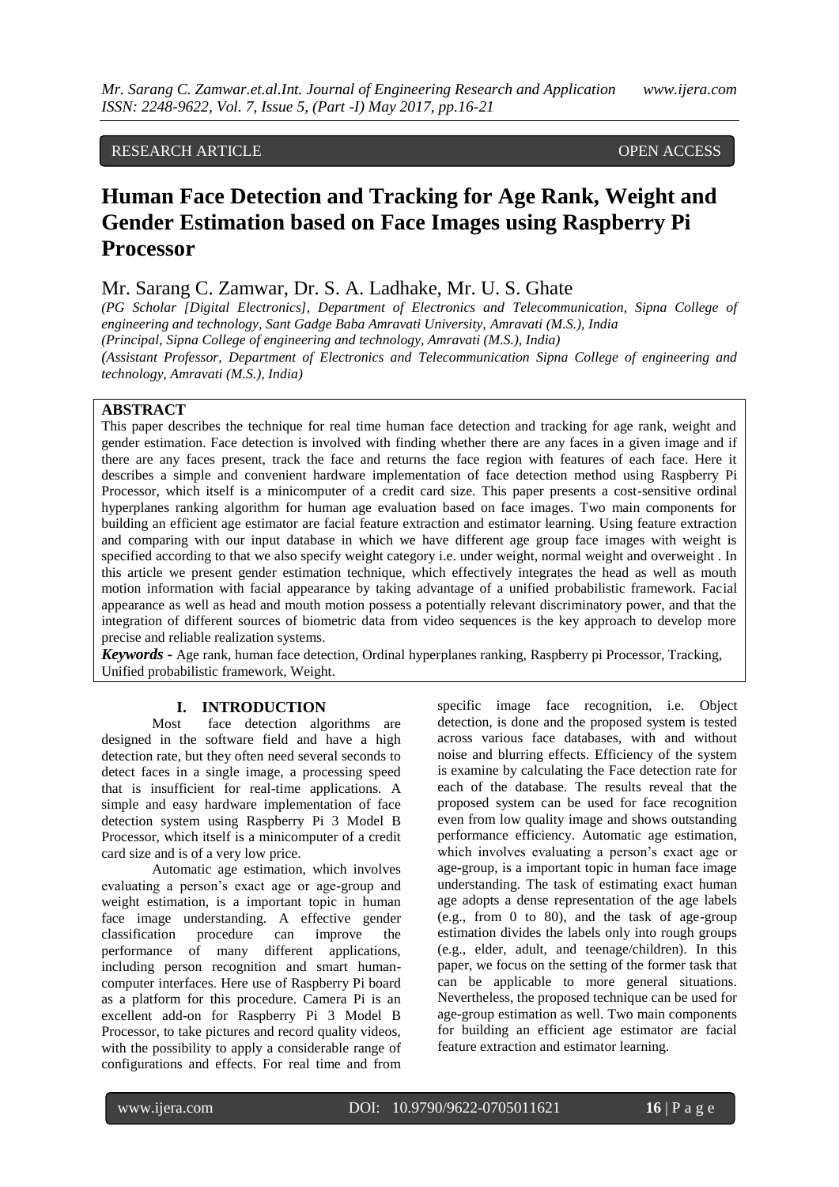RESEARCH ARTICLE OPEN ACCESS

# Human Face Detection and Tracking for Age Rank, Weight and Gender Estimation based on Face Images using Raspberry Pi Processor

Mr. Sarang C. Zamwar, Dr. S. A. Ladhake, Mr. U. S. Ghate

*(PG Scholar [Digital Electronics], Department of Electronics and Telecommunication, Sipna College of engineering and technology, Sant Gadge Baba Amravati University, Amravati (M.S.), India*
*(Principal, Sipna College of engineering and technology, Amravati (M.S.), India)*
*(Assistant Professor, Department of Electronics and Telecommunication Sipna College of engineering and technology, Amravati (M.S.), India)*

## ABSTRACT

This paper describes the technique for real time human face detection and tracking for age rank, weight and gender estimation. Face detection is involved with finding whether there are any faces in a given image and if there are any faces present, track the face and returns the face region with features of each face. Here it describes a simple and convenient hardware implementation of face detection method using Raspberry Pi Processor, which itself is a minicomputer of a credit card size. This paper presents a cost-sensitive ordinal hyperplanes ranking algorithm for human age evaluation based on face images. Two main components for building an efficient age estimator are facial feature extraction and estimator learning. Using feature extraction and comparing with our input database in which we have different age group face images with weight is specified according to that we also specify weight category i.e. under weight, normal weight and overweight . In this article we present gender estimation technique, which effectively integrates the head as well as mouth motion information with facial appearance by taking advantage of a unified probabilistic framework. Facial appearance as well as head and mouth motion possess a potentially relevant discriminatory power, and that the integration of different sources of biometric data from video sequences is the key approach to develop more precise and reliable realization systems.

***Keywords -*** Age rank, human face detection, Ordinal hyperplanes ranking, Raspberry pi Processor, Tracking, Unified probabilistic framework, Weight.

## I. INTRODUCTION

Most face detection algorithms are designed in the software field and have a high detection rate, but they often need several seconds to detect faces in a single image, a processing speed that is insufficient for real-time applications. A simple and easy hardware implementation of face detection system using Raspberry Pi 3 Model B Processor, which itself is a minicomputer of a credit card size and is of a very low price.

Automatic age estimation, which involves evaluating a person's exact age or age-group and weight estimation, is a important topic in human face image understanding. A effective gender classification procedure can improve the performance of many different applications, including person recognition and smart human-computer interfaces. Here use of Raspberry Pi board as a platform for this procedure. Camera Pi is an excellent add-on for Raspberry Pi 3 Model B Processor, to take pictures and record quality videos, with the possibility to apply a considerable range of configurations and effects. For real time and from specific image face recognition, i.e. Object detection, is done and the proposed system is tested across various face databases, with and without noise and blurring effects. Efficiency of the system is examine by calculating the Face detection rate for each of the database. The results reveal that the proposed system can be used for face recognition even from low quality image and shows outstanding performance efficiency. Automatic age estimation, which involves evaluating a person's exact age or age-group, is a important topic in human face image understanding. The task of estimating exact human age adopts a dense representation of the age labels (e.g., from 0 to 80), and the task of age-group estimation divides the labels only into rough groups (e.g., elder, adult, and teenage/children). In this paper, we focus on the setting of the former task that can be applicable to more general situations. Nevertheless, the proposed technique can be used for age-group estimation as well. Two main components for building an efficient age estimator are facial feature extraction and estimator learning.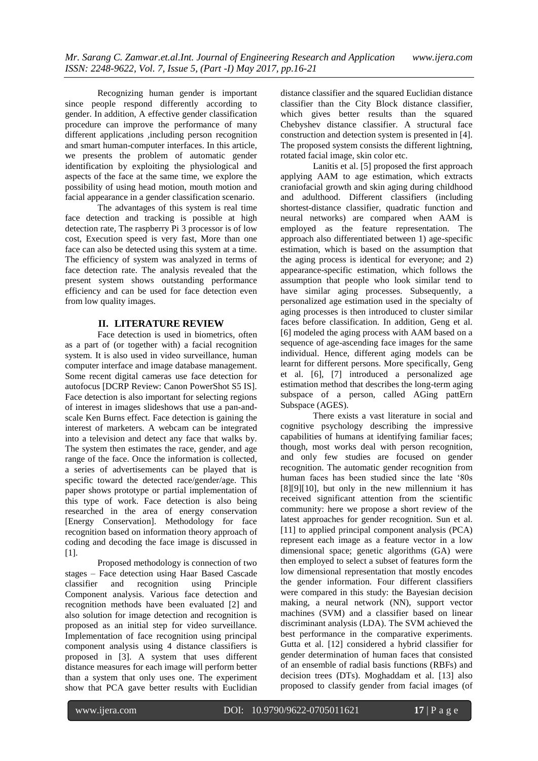Recognizing human gender is important since people respond differently according to gender. In addition, A effective gender classification procedure can improve the performance of many different applications ,including person recognition and smart human-computer interfaces. In this article, we presents the problem of automatic gender identification by exploiting the physiological and aspects of the face at the same time, we explore the possibility of using head motion, mouth motion and facial appearance in a gender classification scenario.

The advantages of this system is real time face detection and tracking is possible at high detection rate, The raspberry Pi 3 processor is of low cost, Execution speed is very fast, More than one face can also be detected using this system at a time. The efficiency of system was analyzed in terms of face detection rate. The analysis revealed that the present system shows outstanding performance efficiency and can be used for face detection even from low quality images.

## II. LITERATURE REVIEW

Face detection is used in biometrics, often as a part of (or together with) a facial recognition system. It is also used in video surveillance, human computer interface and image database management. Some recent digital cameras use face detection for autofocus [DCRP Review: Canon PowerShot S5 IS]. Face detection is also important for selecting regions of interest in images slideshows that use a pan-and-scale Ken Burns effect. Face detection is gaining the interest of marketers. A webcam can be integrated into a television and detect any face that walks by. The system then estimates the race, gender, and age range of the face. Once the information is collected, a series of advertisements can be played that is specific toward the detected race/gender/age. This paper shows prototype or partial implementation of this type of work. Face detection is also being researched in the area of energy conservation [Energy Conservation]. Methodology for face recognition based on information theory approach of coding and decoding the face image is discussed in [1].

Proposed methodology is connection of two stages – Face detection using Haar Based Cascade classifier and recognition using Principle Component analysis. Various face detection and recognition methods have been evaluated [2] and also solution for image detection and recognition is proposed as an initial step for video surveillance. Implementation of face recognition using principal component analysis using 4 distance classifiers is proposed in [3]. A system that uses different distance measures for each image will perform better than a system that only uses one. The experiment show that PCA gave better results with Euclidian distance classifier and the squared Euclidian distance classifier than the City Block distance classifier, which gives better results than the squared Chebyshev distance classifier. A structural face construction and detection system is presented in [4]. The proposed system consists the different lightning, rotated facial image, skin color etc.

Lanitis et al. [5] proposed the first approach applying AAM to age estimation, which extracts craniofacial growth and skin aging during childhood and adulthood. Different classifiers (including shortest-distance classifier, quadratic function and neural networks) are compared when AAM is employed as the feature representation. The approach also differentiated between 1) age-specific estimation, which is based on the assumption that the aging process is identical for everyone; and 2) appearance-specific estimation, which follows the assumption that people who look similar tend to have similar aging processes. Subsequently, a personalized age estimation used in the specialty of aging processes is then introduced to cluster similar faces before classification. In addition, Geng et al. [6] modeled the aging process with AAM based on a sequence of age-ascending face images for the same individual. Hence, different aging models can be learnt for different persons. More specifically, Geng et al. [6], [7] introduced a personalized age estimation method that describes the long-term aging subspace of a person, called AGing pattErn Subspace (AGES).

There exists a vast literature in social and cognitive psychology describing the impressive capabilities of humans at identifying familiar faces; though, most works deal with person recognition, and only few studies are focused on gender recognition. The automatic gender recognition from human faces has been studied since the late '80s [8][9][10], but only in the new millennium it has received significant attention from the scientific community: here we propose a short review of the latest approaches for gender recognition. Sun et al. [11] to applied principal component analysis (PCA) represent each image as a feature vector in a low dimensional space; genetic algorithms (GA) were then employed to select a subset of features form the low dimensional representation that mostly encodes the gender information. Four different classifiers were compared in this study: the Bayesian decision making, a neural network (NN), support vector machines (SVM) and a classifier based on linear discriminant analysis (LDA). The SVM achieved the best performance in the comparative experiments. Gutta et al. [12] considered a hybrid classifier for gender determination of human faces that consisted of an ensemble of radial basis functions (RBFs) and decision trees (DTs). Moghaddam et al. [13] also proposed to classify gender from facial images (of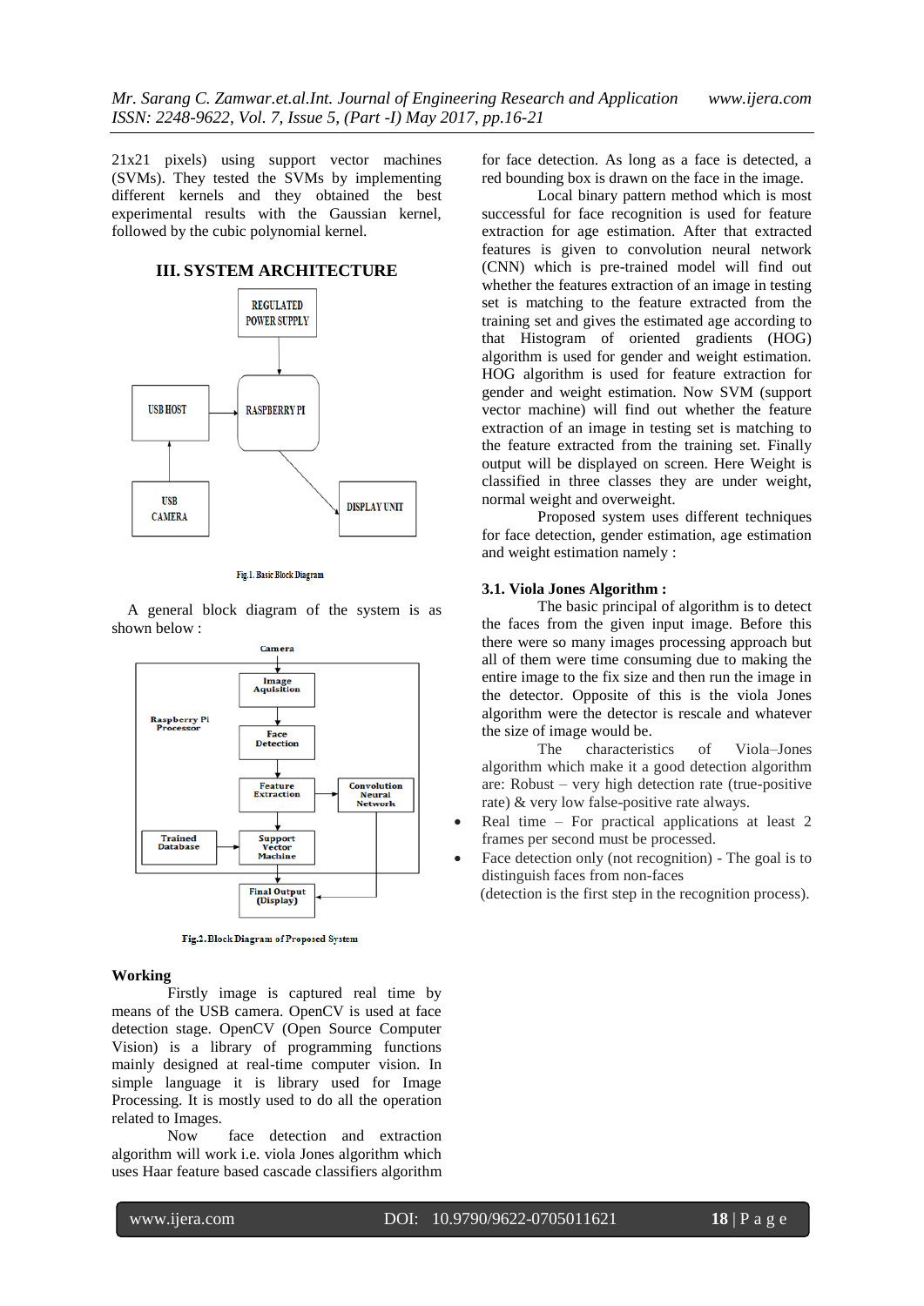21x21 pixels) using support vector machines (SVMs). They tested the SVMs by implementing different kernels and they obtained the best experimental results with the Gaussian kernel, followed by the cubic polynomial kernel.

## III. SYSTEM ARCHITECTURE

REGULATED POWER SUPPLY

USB HOST

RASPBERRY PI

USB CAMERA

DISPLAY UNIT

Fig.1. Basic Block Diagram

A general block diagram of the system is as shown below :

Camera

Raspberry Pi Processor

Image Aquisition

Face Detection

Feature Extraction

Convolution Neural Network

Trained Database

Support Vector Machine

Final Output (Display)

Fig.2. Block Diagram of Proposed System

**Working**

Firstly image is captured real time by means of the USB camera. OpenCV is used at face detection stage. OpenCV (Open Source Computer Vision) is a library of programming functions mainly designed at real-time computer vision. In simple language it is library used for Image Processing. It is mostly used to do all the operation related to Images.

Now face detection and extraction algorithm will work i.e. viola Jones algorithm which uses Haar feature based cascade classifiers algorithm for face detection. As long as a face is detected, a red bounding box is drawn on the face in the image.

Local binary pattern method which is most successful for face recognition is used for feature extraction for age estimation. After that extracted features is given to convolution neural network (CNN) which is pre-trained model will find out whether the features extraction of an image in testing set is matching to the feature extracted from the training set and gives the estimated age according to that Histogram of oriented gradients (HOG) algorithm is used for gender and weight estimation. HOG algorithm is used for feature extraction for gender and weight estimation. Now SVM (support vector machine) will find out whether the feature extraction of an image in testing set is matching to the feature extracted from the training set. Finally output will be displayed on screen. Here Weight is classified in three classes they are under weight, normal weight and overweight.

Proposed system uses different techniques for face detection, gender estimation, age estimation and weight estimation namely :

### 3.1. Viola Jones Algorithm :

The basic principal of algorithm is to detect the faces from the given input image. Before this there were so many images processing approach but all of them were time consuming due to making the entire image to the fix size and then run the image in the detector. Opposite of this is the viola Jones algorithm were the detector is rescale and whatever the size of image would be.

The characteristics of Viola–Jones algorithm which make it a good detection algorithm are: Robust – very high detection rate (true-positive rate) & very low false-positive rate always.

- Real time – For practical applications at least 2 frames per second must be processed.
- Face detection only (not recognition) - The goal is to distinguish faces from non-faces

(detection is the first step in the recognition process).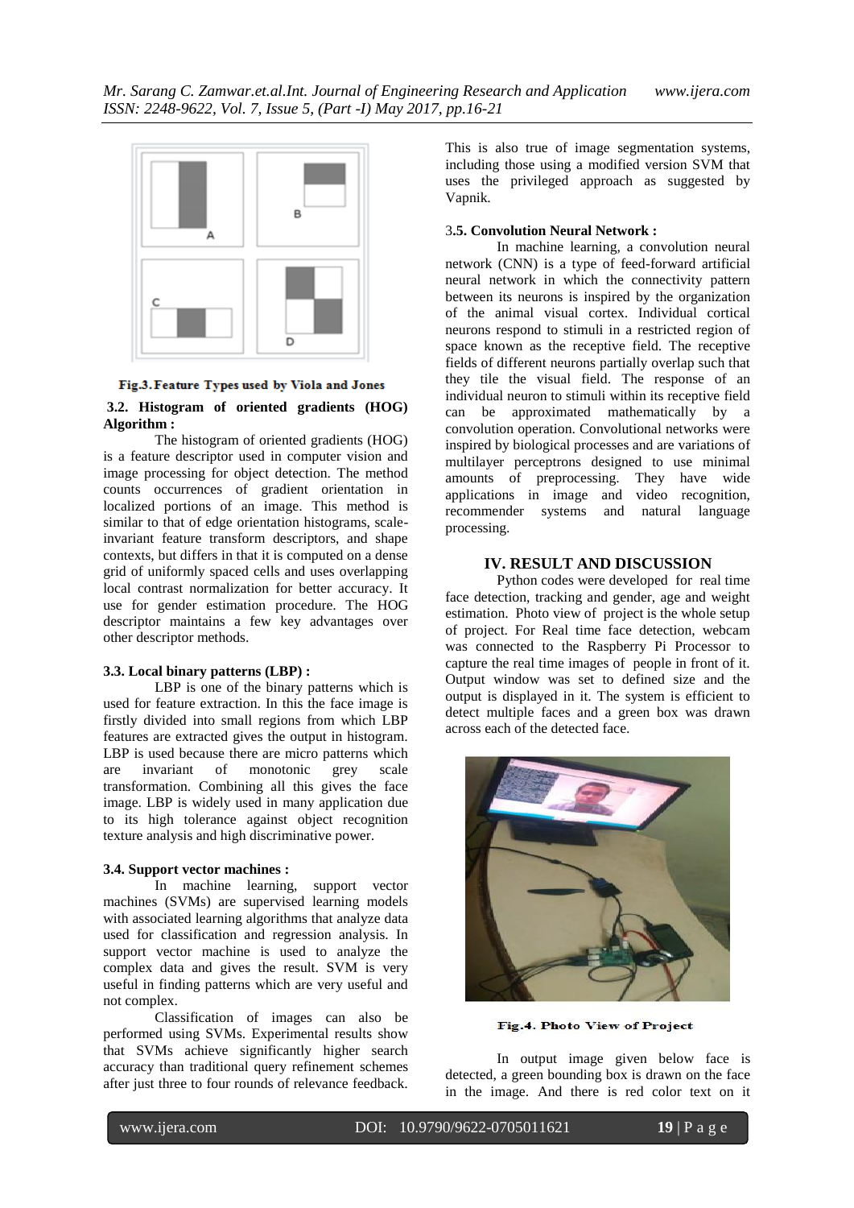Fig.3. Feature Types used by Viola and Jones

### 3.2. Histogram of oriented gradients (HOG) Algorithm :

The histogram of oriented gradients (HOG) is a feature descriptor used in computer vision and image processing for object detection. The method counts occurrences of gradient orientation in localized portions of an image. This method is similar to that of edge orientation histograms, scale-invariant feature transform descriptors, and shape contexts, but differs in that it is computed on a dense grid of uniformly spaced cells and uses overlapping local contrast normalization for better accuracy. It use for gender estimation procedure. The HOG descriptor maintains a few key advantages over other descriptor methods.

### 3.3. Local binary patterns (LBP) :

LBP is one of the binary patterns which is used for feature extraction. In this the face image is firstly divided into small regions from which LBP features are extracted gives the output in histogram. LBP is used because there are micro patterns which are invariant of monotonic grey scale transformation. Combining all this gives the face image. LBP is widely used in many application due to its high tolerance against object recognition texture analysis and high discriminative power.

### 3.4. Support vector machines :

In machine learning, support vector machines (SVMs) are supervised learning models with associated learning algorithms that analyze data used for classification and regression analysis. In support vector machine is used to analyze the complex data and gives the result. SVM is very useful in finding patterns which are very useful and not complex.

Classification of images can also be performed using SVMs. Experimental results show that SVMs achieve significantly higher search accuracy than traditional query refinement schemes after just three to four rounds of relevance feedback. This is also true of image segmentation systems, including those using a modified version SVM that uses the privileged approach as suggested by Vapnik.

### 3.5. Convolution Neural Network :

In machine learning, a convolution neural network (CNN) is a type of feed-forward artificial neural network in which the connectivity pattern between its neurons is inspired by the organization of the animal visual cortex. Individual cortical neurons respond to stimuli in a restricted region of space known as the receptive field. The receptive fields of different neurons partially overlap such that they tile the visual field. The response of an individual neuron to stimuli within its receptive field can be approximated mathematically by a convolution operation. Convolutional networks were inspired by biological processes and are variations of multilayer perceptrons designed to use minimal amounts of preprocessing. They have wide applications in image and video recognition, recommender systems and natural language processing.

## IV. RESULT AND DISCUSSION

Python codes were developed for real time face detection, tracking and gender, age and weight estimation. Photo view of project is the whole setup of project. For Real time face detection, webcam was connected to the Raspberry Pi Processor to capture the real time images of people in front of it. Output window was set to defined size and the output is displayed in it. The system is efficient to detect multiple faces and a green box was drawn across each of the detected face.

Fig.4. Photo View of Project

In output image given below face is detected, a green bounding box is drawn on the face in the image. And there is red color text on it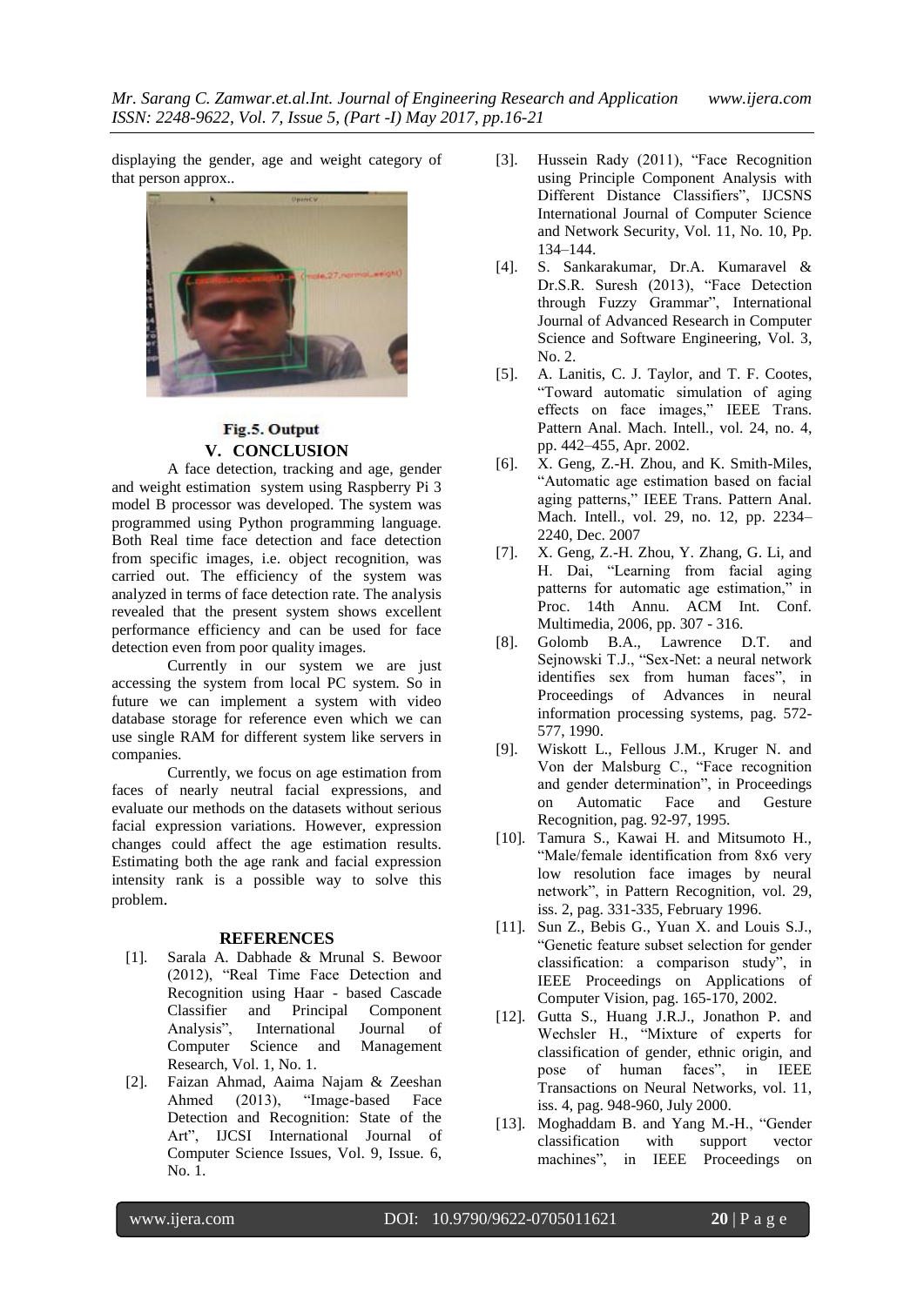displaying the gender, age and weight category of that person approx..

Fig.5. Output

## V. CONCLUSION

A face detection, tracking and age, gender and weight estimation system using Raspberry Pi 3 model B processor was developed. The system was programmed using Python programming language. Both Real time face detection and face detection from specific images, i.e. object recognition, was carried out. The efficiency of the system was analyzed in terms of face detection rate. The analysis revealed that the present system shows excellent performance efficiency and can be used for face detection even from poor quality images.

Currently in our system we are just accessing the system from local PC system. So in future we can implement a system with video database storage for reference even which we can use single RAM for different system like servers in companies.

Currently, we focus on age estimation from faces of nearly neutral facial expressions, and evaluate our methods on the datasets without serious facial expression variations. However, expression changes could affect the age estimation results. Estimating both the age rank and facial expression intensity rank is a possible way to solve this problem.

## REFERENCES

[1]. Sarala A. Dabhade & Mrunal S. Bewoor (2012), "Real Time Face Detection and Recognition using Haar - based Cascade Classifier and Principal Component Analysis", International Journal of Computer Science and Management Research, Vol. 1, No. 1.

[2]. Faizan Ahmad, Aaima Najam & Zeeshan Ahmed (2013), "Image-based Face Detection and Recognition: State of the Art", IJCSI International Journal of Computer Science Issues, Vol. 9, Issue. 6, No. 1.

[3]. Hussein Rady (2011), "Face Recognition using Principle Component Analysis with Different Distance Classifiers", IJCSNS International Journal of Computer Science and Network Security, Vol. 11, No. 10, Pp. 134–144.

[4]. S. Sankarakumar, Dr.A. Kumaravel & Dr.S.R. Suresh (2013), "Face Detection through Fuzzy Grammar", International Journal of Advanced Research in Computer Science and Software Engineering, Vol. 3, No. 2.

[5]. A. Lanitis, C. J. Taylor, and T. F. Cootes, "Toward automatic simulation of aging effects on face images," IEEE Trans. Pattern Anal. Mach. Intell., vol. 24, no. 4, pp. 442–455, Apr. 2002.

[6]. X. Geng, Z.-H. Zhou, and K. Smith-Miles, "Automatic age estimation based on facial aging patterns," IEEE Trans. Pattern Anal. Mach. Intell., vol. 29, no. 12, pp. 2234–2240, Dec. 2007

[7]. X. Geng, Z.-H. Zhou, Y. Zhang, G. Li, and H. Dai, "Learning from facial aging patterns for automatic age estimation," in Proc. 14th Annu. ACM Int. Conf. Multimedia, 2006, pp. 307 - 316.

[8]. Golomb B.A., Lawrence D.T. and Sejnowski T.J., "Sex-Net: a neural network identifies sex from human faces", in Proceedings of Advances in neural information processing systems, pag. 572-577, 1990.

[9]. Wiskott L., Fellous J.M., Kruger N. and Von der Malsburg C., "Face recognition and gender determination", in Proceedings on Automatic Face and Gesture Recognition, pag. 92-97, 1995.

[10]. Tamura S., Kawai H. and Mitsumoto H., "Male/female identification from 8x6 very low resolution face images by neural network", in Pattern Recognition, vol. 29, iss. 2, pag. 331-335, February 1996.

[11]. Sun Z., Bebis G., Yuan X. and Louis S.J., "Genetic feature subset selection for gender classification: a comparison study", in IEEE Proceedings on Applications of Computer Vision, pag. 165-170, 2002.

[12]. Gutta S., Huang J.R.J., Jonathon P. and Wechsler H., "Mixture of experts for classification of gender, ethnic origin, and pose of human faces", in IEEE Transactions on Neural Networks, vol. 11, iss. 4, pag. 948-960, July 2000.

[13]. Moghaddam B. and Yang M.-H., "Gender classification with support vector machines", in IEEE Proceedings on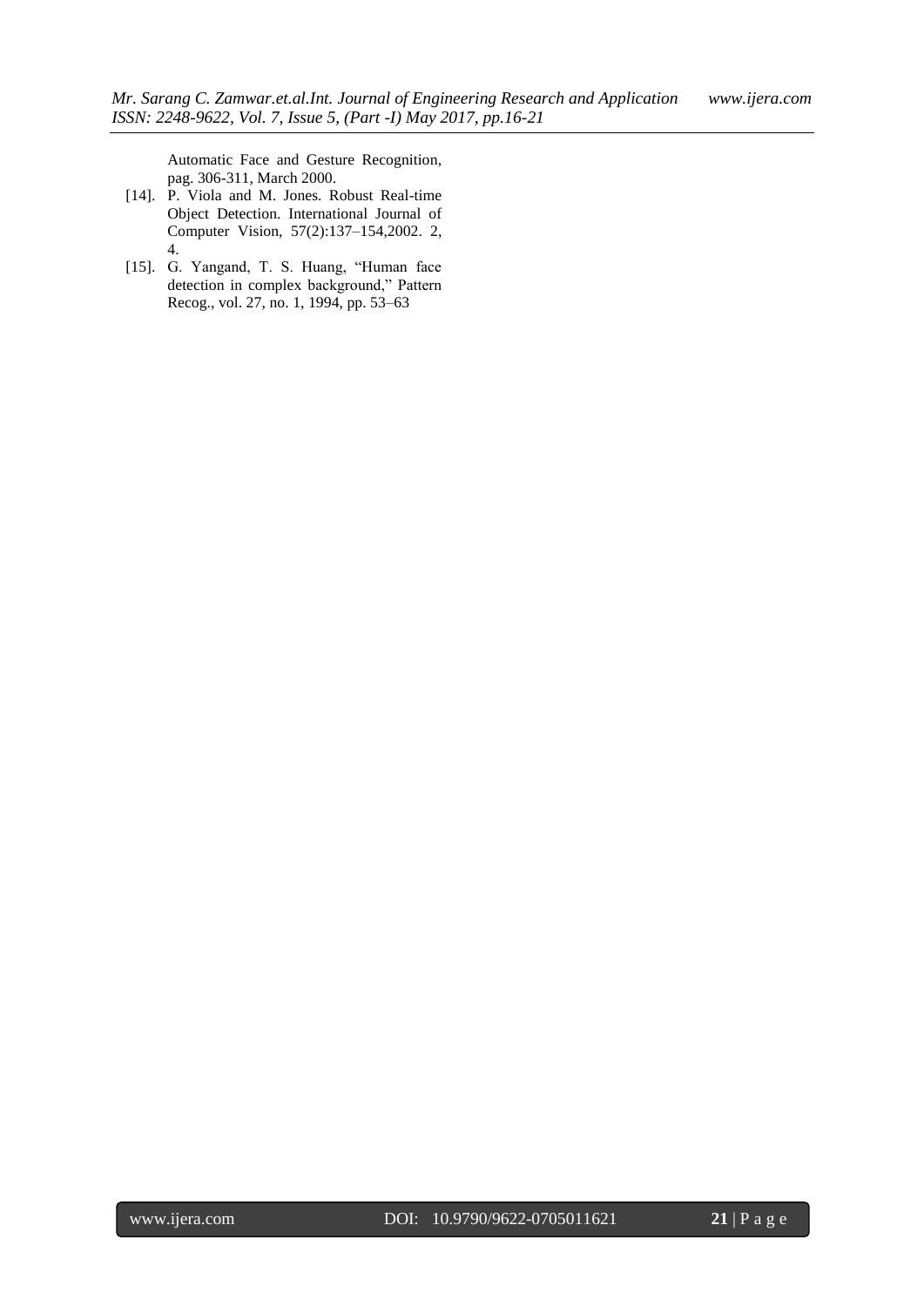Automatic Face and Gesture Recognition, pag. 306-311, March 2000.

[14]. P. Viola and M. Jones. Robust Real-time Object Detection. International Journal of Computer Vision, 57(2):137–154,2002. 2, 4.

[15]. G. Yangand, T. S. Huang, "Human face detection in complex background," Pattern Recog., vol. 27, no. 1, 1994, pp. 53–63